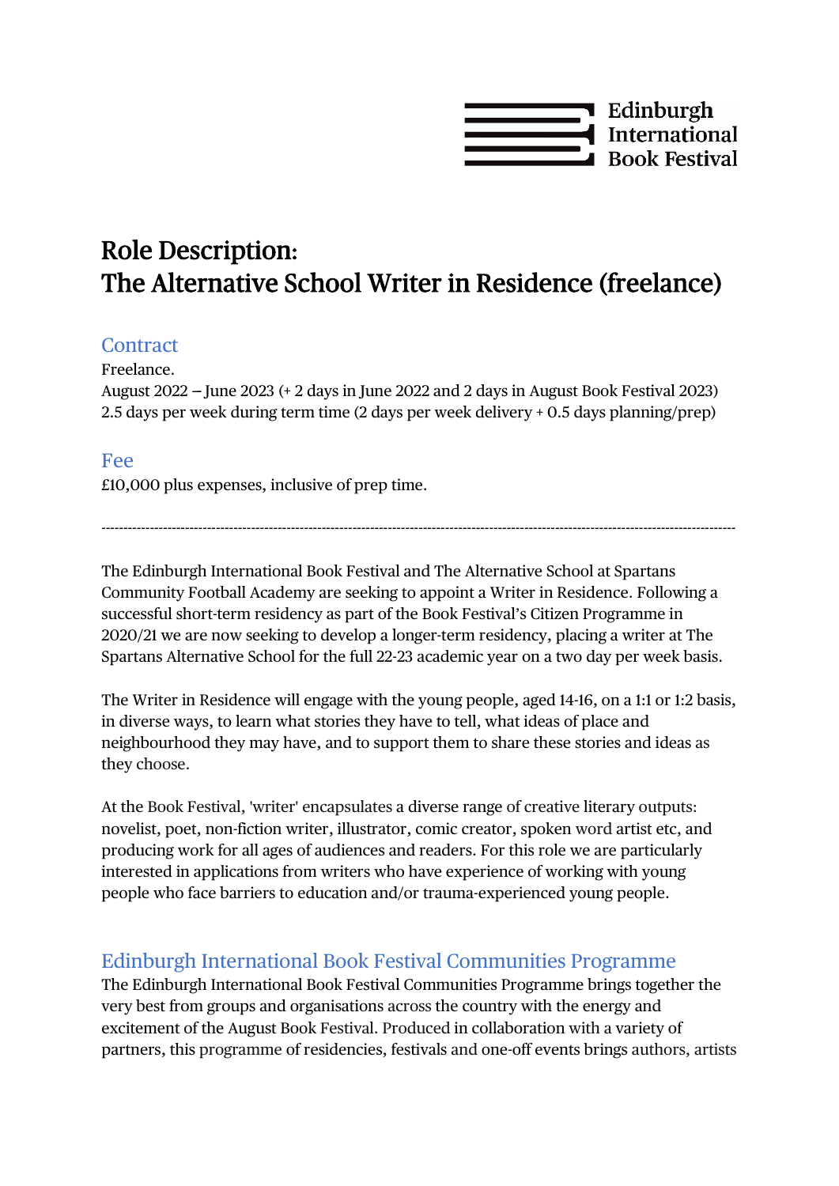Edinburgh International Book Festival

# Role Description:
# The Alternative School Writer in Residence (freelance)

## Contract

Freelance.
August 2022 – June 2023 (+ 2 days in June 2022 and 2 days in August Book Festival 2023)
2.5 days per week during term time (2 days per week delivery + 0.5 days planning/prep)

## Fee

£10,000 plus expenses, inclusive of prep time.

---

The Edinburgh International Book Festival and The Alternative School at Spartans Community Football Academy are seeking to appoint a Writer in Residence. Following a successful short-term residency as part of the Book Festival's Citizen Programme in 2020/21 we are now seeking to develop a longer-term residency, placing a writer at The Spartans Alternative School for the full 22-23 academic year on a two day per week basis.

The Writer in Residence will engage with the young people, aged 14-16, on a 1:1 or 1:2 basis, in diverse ways, to learn what stories they have to tell, what ideas of place and neighbourhood they may have, and to support them to share these stories and ideas as they choose.

At the Book Festival, 'writer' encapsulates a diverse range of creative literary outputs: novelist, poet, non-fiction writer, illustrator, comic creator, spoken word artist etc, and producing work for all ages of audiences and readers. For this role we are particularly interested in applications from writers who have experience of working with young people who face barriers to education and/or trauma-experienced young people.

## Edinburgh International Book Festival Communities Programme

The Edinburgh International Book Festival Communities Programme brings together the very best from groups and organisations across the country with the energy and excitement of the August Book Festival. Produced in collaboration with a variety of partners, this programme of residencies, festivals and one-off events brings authors, artists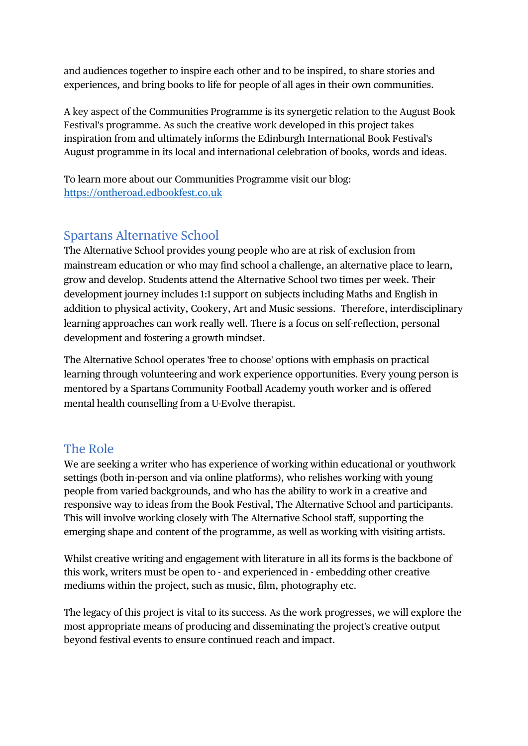and audiences together to inspire each other and to be inspired, to share stories and experiences, and bring books to life for people of all ages in their own communities.

A key aspect of the Communities Programme is its synergetic relation to the August Book Festival's programme. As such the creative work developed in this project takes inspiration from and ultimately informs the Edinburgh International Book Festival's August programme in its local and international celebration of books, words and ideas.

To learn more about our Communities Programme visit our blog: [https://ontheroad.edbookfest.co.uk](https://ontheroad.edbookfest.co.uk)

## Spartans Alternative School

The Alternative School provides young people who are at risk of exclusion from mainstream education or who may find school a challenge, an alternative place to learn, grow and develop. Students attend the Alternative School two times per week. Their development journey includes 1:1 support on subjects including Maths and English in addition to physical activity, Cookery, Art and Music sessions.  Therefore, interdisciplinary learning approaches can work really well. There is a focus on self-reflection, personal development and fostering a growth mindset.

The Alternative School operates 'free to choose' options with emphasis on practical learning through volunteering and work experience opportunities. Every young person is mentored by a Spartans Community Football Academy youth worker and is offered mental health counselling from a U-Evolve therapist.

## The Role

We are seeking a writer who has experience of working within educational or youthwork settings (both in-person and via online platforms), who relishes working with young people from varied backgrounds, and who has the ability to work in a creative and responsive way to ideas from the Book Festival, The Alternative School and participants. This will involve working closely with The Alternative School staff, supporting the emerging shape and content of the programme, as well as working with visiting artists.

Whilst creative writing and engagement with literature in all its forms is the backbone of this work, writers must be open to - and experienced in - embedding other creative mediums within the project, such as music, film, photography etc.

The legacy of this project is vital to its success. As the work progresses, we will explore the most appropriate means of producing and disseminating the project's creative output beyond festival events to ensure continued reach and impact.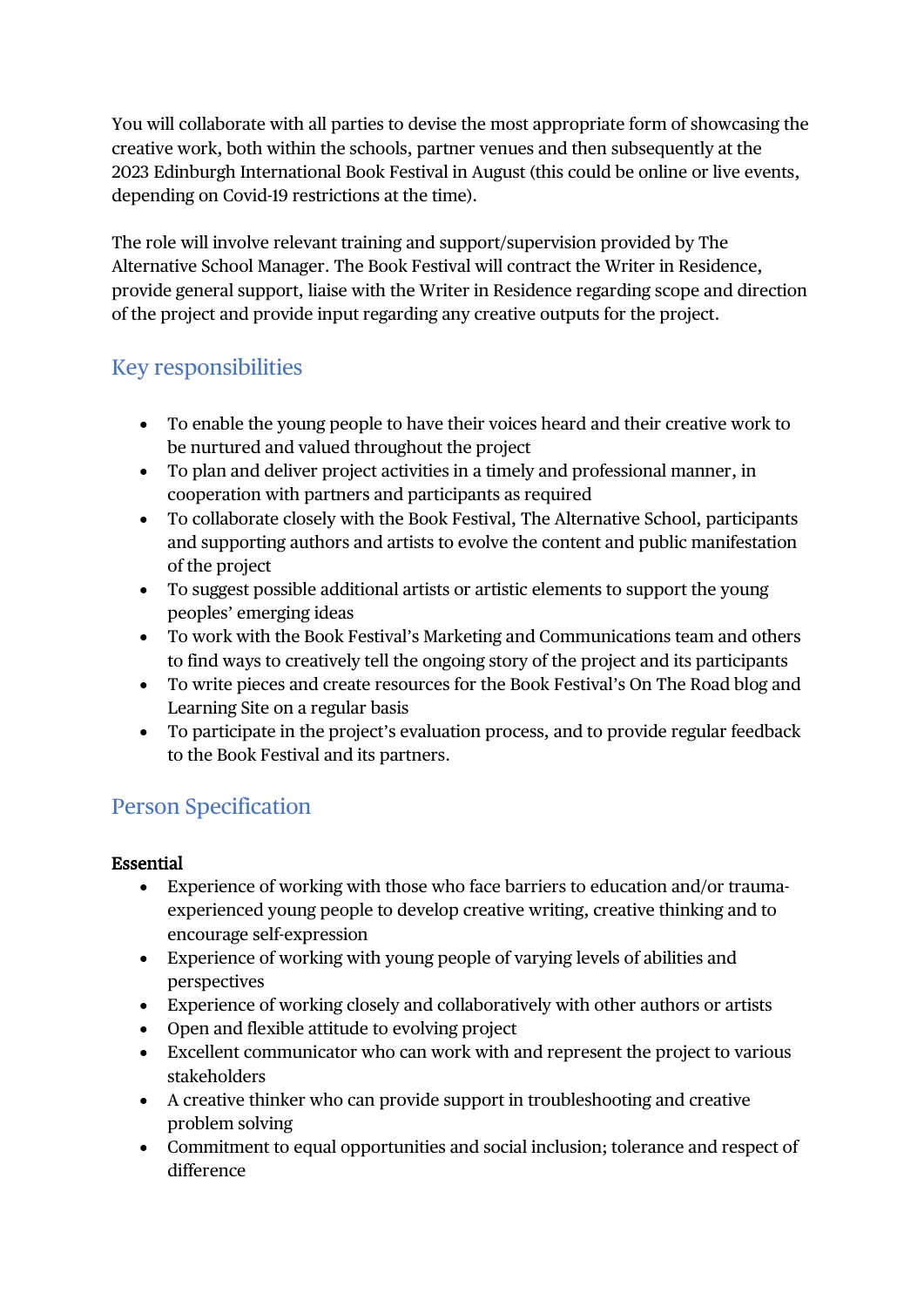You will collaborate with all parties to devise the most appropriate form of showcasing the creative work, both within the schools, partner venues and then subsequently at the 2023 Edinburgh International Book Festival in August (this could be online or live events, depending on Covid-19 restrictions at the time).

The role will involve relevant training and support/supervision provided by The Alternative School Manager. The Book Festival will contract the Writer in Residence, provide general support, liaise with the Writer in Residence regarding scope and direction of the project and provide input regarding any creative outputs for the project.

## Key responsibilities

- To enable the young people to have their voices heard and their creative work to be nurtured and valued throughout the project
- To plan and deliver project activities in a timely and professional manner, in cooperation with partners and participants as required
- To collaborate closely with the Book Festival, The Alternative School, participants and supporting authors and artists to evolve the content and public manifestation of the project
- To suggest possible additional artists or artistic elements to support the young peoples' emerging ideas
- To work with the Book Festival's Marketing and Communications team and others to find ways to creatively tell the ongoing story of the project and its participants
- To write pieces and create resources for the Book Festival's On The Road blog and Learning Site on a regular basis
- To participate in the project's evaluation process, and to provide regular feedback to the Book Festival and its partners.

## Person Specification

**Essential**

- Experience of working with those who face barriers to education and/or trauma-experienced young people to develop creative writing, creative thinking and to encourage self-expression
- Experience of working with young people of varying levels of abilities and perspectives
- Experience of working closely and collaboratively with other authors or artists
- Open and flexible attitude to evolving project
- Excellent communicator who can work with and represent the project to various stakeholders
- A creative thinker who can provide support in troubleshooting and creative problem solving
- Commitment to equal opportunities and social inclusion; tolerance and respect of difference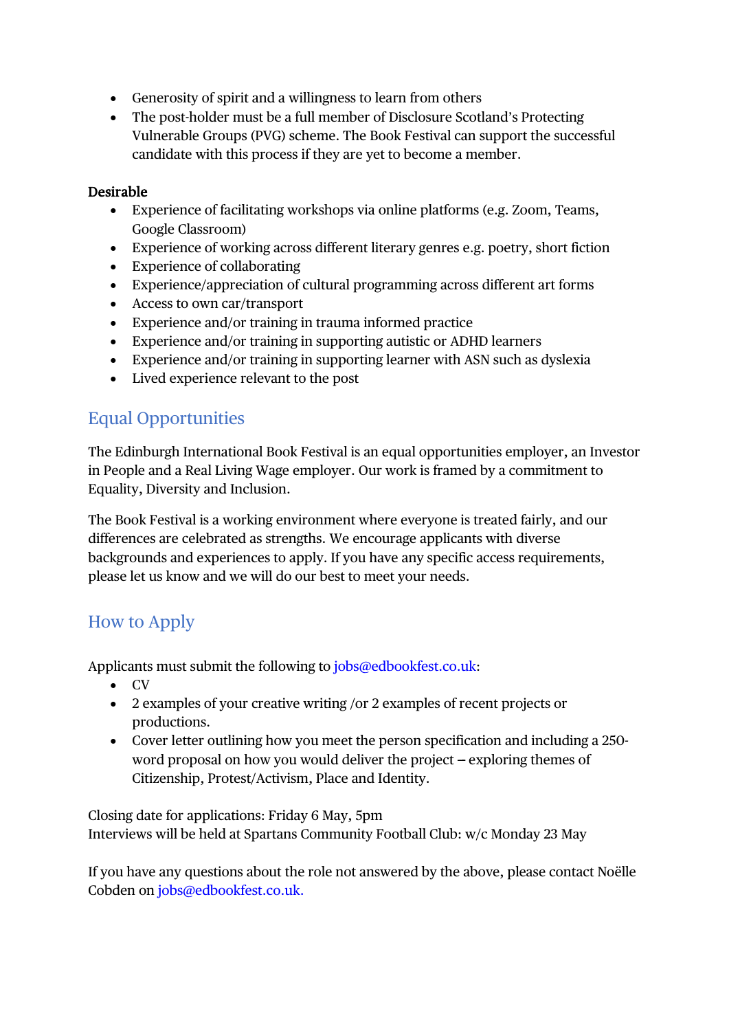- Generosity of spirit and a willingness to learn from others
- The post-holder must be a full member of Disclosure Scotland's Protecting Vulnerable Groups (PVG) scheme. The Book Festival can support the successful candidate with this process if they are yet to become a member.

**Desirable**

- Experience of facilitating workshops via online platforms (e.g. Zoom, Teams, Google Classroom)
- Experience of working across different literary genres e.g. poetry, short fiction
- Experience of collaborating
- Experience/appreciation of cultural programming across different art forms
- Access to own car/transport
- Experience and/or training in trauma informed practice
- Experience and/or training in supporting autistic or ADHD learners
- Experience and/or training in supporting learner with ASN such as dyslexia
- Lived experience relevant to the post

## Equal Opportunities

The Edinburgh International Book Festival is an equal opportunities employer, an Investor in People and a Real Living Wage employer. Our work is framed by a commitment to Equality, Diversity and Inclusion.

The Book Festival is a working environment where everyone is treated fairly, and our differences are celebrated as strengths. We encourage applicants with diverse backgrounds and experiences to apply. If you have any specific access requirements, please let us know and we will do our best to meet your needs.

## How to Apply

Applicants must submit the following to jobs@edbookfest.co.uk:

- CV
- 2 examples of your creative writing /or 2 examples of recent projects or productions.
- Cover letter outlining how you meet the person specification and including a 250-word proposal on how you would deliver the project – exploring themes of Citizenship, Protest/Activism, Place and Identity.

Closing date for applications: Friday 6 May, 5pm
Interviews will be held at Spartans Community Football Club: w/c Monday 23 May

If you have any questions about the role not answered by the above, please contact Noëlle Cobden on jobs@edbookfest.co.uk.